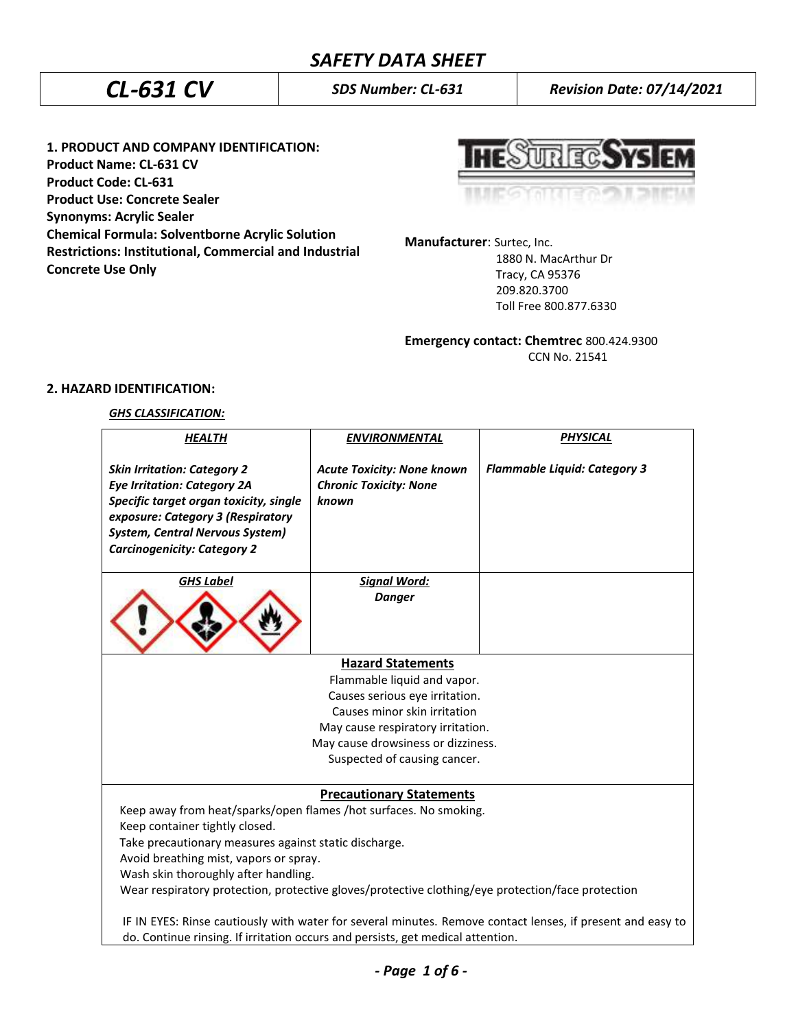# SAFETY DATA SHEET

| CL-631 CV | SDS Number: CL-631 | Revision Date: 07/14/2021 |
|---|---|---|

## 1. PRODUCT AND COMPANY IDENTIFICATION:

**Product Name: CL-631 CV**
**Product Code: CL-631**
**Product Use: Concrete Sealer**
**Synonyms: Acrylic Sealer**
**Chemical Formula: Solventborne Acrylic Solution**
**Restrictions: Institutional, Commercial and Industrial Concrete Use Only**

**Manufacturer**: Surtec, Inc.
1880 N. MacArthur Dr
Tracy, CA 95376
209.820.3700
Toll Free 800.877.6330

**Emergency contact: Chemtrec** 800.424.9300
CCN No. 21541

## 2. HAZARD IDENTIFICATION:

*GHS CLASSIFICATION:*

| HEALTH | ENVIRONMENTAL | PHYSICAL |
|---|---|---|
| *Skin Irritation: Category 2*<br>*Eye Irritation: Category 2A*<br>*Specific target organ toxicity, single exposure: Category 3 (Respiratory System, Central Nervous System)*<br>*Carcinogenicity: Category 2* | *Acute Toxicity: None known*<br>*Chronic Toxicity: None known* | *Flammable Liquid: Category 3* |
| **GHS Label** | **Signal Word:**<br>*Danger* | |

**Hazard Statements**

Flammable liquid and vapor.
Causes serious eye irritation.
Causes minor skin irritation
May cause respiratory irritation.
May cause drowsiness or dizziness.
Suspected of causing cancer.

**Precautionary Statements**

Keep away from heat/sparks/open flames /hot surfaces. No smoking.
Keep container tightly closed.
Take precautionary measures against static discharge.
Avoid breathing mist, vapors or spray.
Wash skin thoroughly after handling.
Wear respiratory protection, protective gloves/protective clothing/eye protection/face protection

IF IN EYES: Rinse cautiously with water for several minutes. Remove contact lenses, if present and easy to do. Continue rinsing. If irritation occurs and persists, get medical attention.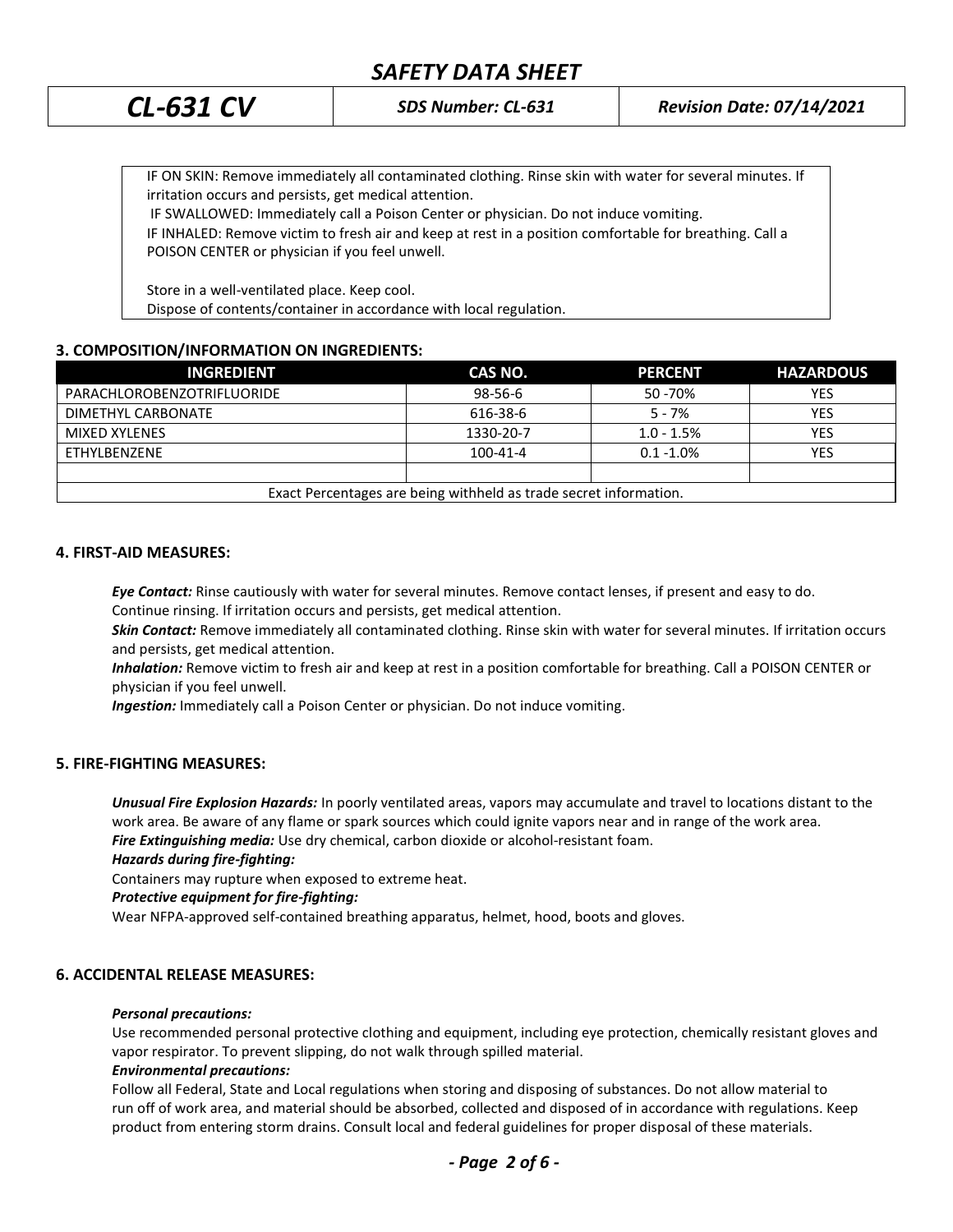IF ON SKIN: Remove immediately all contaminated clothing. Rinse skin with water for several minutes. If irritation occurs and persists, get medical attention.
IF SWALLOWED: Immediately call a Poison Center or physician. Do not induce vomiting.
IF INHALED: Remove victim to fresh air and keep at rest in a position comfortable for breathing. Call a POISON CENTER or physician if you feel unwell.

Store in a well-ventilated place. Keep cool.
Dispose of contents/container in accordance with local regulation.

## 3. COMPOSITION/INFORMATION ON INGREDIENTS:

| INGREDIENT | CAS NO. | PERCENT | HAZARDOUS |
|---|---|---|---|
| PARACHLOROBENZOTRIFLUORIDE | 98-56-6 | 50 -70% | YES |
| DIMETHYL CARBONATE | 616-38-6 | 5 - 7% | YES |
| MIXED XYLENES | 1330-20-7 | 1.0 - 1.5% | YES |
| ETHYLBENZENE | 100-41-4 | 0.1 -1.0% | YES |
| | | | |
| Exact Percentages are being withheld as trade secret information. | | | |

## 4. FIRST-AID MEASURES:

***Eye Contact:*** Rinse cautiously with water for several minutes. Remove contact lenses, if present and easy to do. Continue rinsing. If irritation occurs and persists, get medical attention.
***Skin Contact:*** Remove immediately all contaminated clothing. Rinse skin with water for several minutes. If irritation occurs and persists, get medical attention.
***Inhalation:*** Remove victim to fresh air and keep at rest in a position comfortable for breathing. Call a POISON CENTER or physician if you feel unwell.
***Ingestion:*** Immediately call a Poison Center or physician. Do not induce vomiting.

## 5. FIRE-FIGHTING MEASURES:

***Unusual Fire Explosion Hazards:*** In poorly ventilated areas, vapors may accumulate and travel to locations distant to the work area. Be aware of any flame or spark sources which could ignite vapors near and in range of the work area.
***Fire Extinguishing media:*** Use dry chemical, carbon dioxide or alcohol-resistant foam.
***Hazards during fire-fighting:***
Containers may rupture when exposed to extreme heat.
***Protective equipment for fire-fighting:***
Wear NFPA-approved self-contained breathing apparatus, helmet, hood, boots and gloves.

## 6. ACCIDENTAL RELEASE MEASURES:

***Personal precautions:***
Use recommended personal protective clothing and equipment, including eye protection, chemically resistant gloves and vapor respirator. To prevent slipping, do not walk through spilled material.
***Environmental precautions:***
Follow all Federal, State and Local regulations when storing and disposing of substances. Do not allow material to run off of work area, and material should be absorbed, collected and disposed of in accordance with regulations. Keep product from entering storm drains. Consult local and federal guidelines for proper disposal of these materials.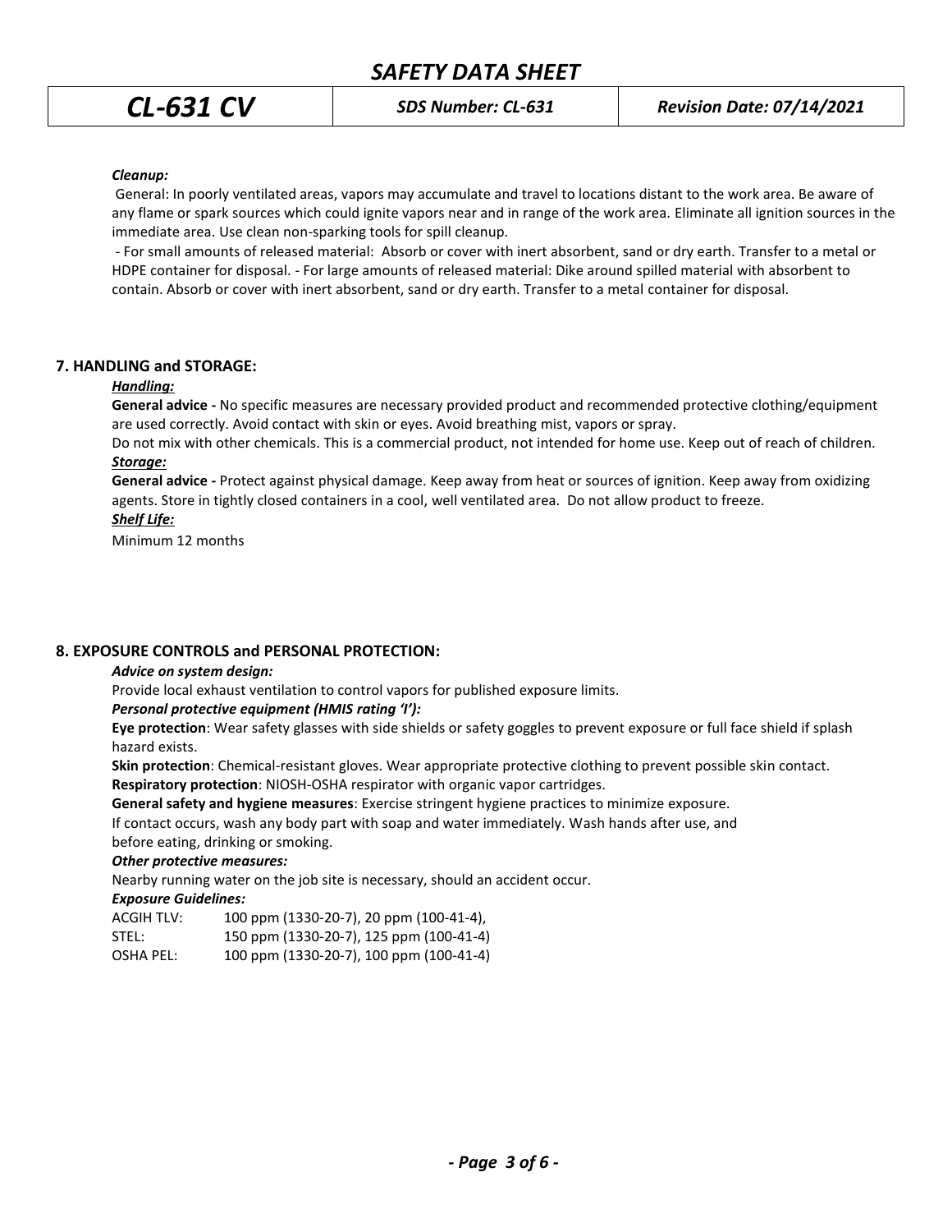***Cleanup:***

General: In poorly ventilated areas, vapors may accumulate and travel to locations distant to the work area. Be aware of any flame or spark sources which could ignite vapors near and in range of the work area. Eliminate all ignition sources in the immediate area. Use clean non-sparking tools for spill cleanup.

- For small amounts of released material: Absorb or cover with inert absorbent, sand or dry earth. Transfer to a metal or HDPE container for disposal. - For large amounts of released material: Dike around spilled material with absorbent to contain. Absorb or cover with inert absorbent, sand or dry earth. Transfer to a metal container for disposal.

## 7. HANDLING and STORAGE:

***Handling:***

**General advice -** No specific measures are necessary provided product and recommended protective clothing/equipment are used correctly. Avoid contact with skin or eyes. Avoid breathing mist, vapors or spray.

Do not mix with other chemicals. This is a commercial product, not intended for home use. Keep out of reach of children.

***Storage:***

**General advice -** Protect against physical damage. Keep away from heat or sources of ignition. Keep away from oxidizing agents. Store in tightly closed containers in a cool, well ventilated area. Do not allow product to freeze.

***Shelf Life:***

Minimum 12 months

## 8. EXPOSURE CONTROLS and PERSONAL PROTECTION:

***Advice on system design:***

Provide local exhaust ventilation to control vapors for published exposure limits.

***Personal protective equipment (HMIS rating 'I'):***

**Eye protection**: Wear safety glasses with side shields or safety goggles to prevent exposure or full face shield if splash hazard exists.

**Skin protection**: Chemical-resistant gloves. Wear appropriate protective clothing to prevent possible skin contact.

**Respiratory protection**: NIOSH-OSHA respirator with organic vapor cartridges.

**General safety and hygiene measures**: Exercise stringent hygiene practices to minimize exposure.

If contact occurs, wash any body part with soap and water immediately. Wash hands after use, and before eating, drinking or smoking.

***Other protective measures:***

Nearby running water on the job site is necessary, should an accident occur.

***Exposure Guidelines:***

| | |
|---|---|
| ACGIH TLV: | 100 ppm (1330-20-7), 20 ppm (100-41-4), |
| STEL: | 150 ppm (1330-20-7), 125 ppm (100-41-4) |
| OSHA PEL: | 100 ppm (1330-20-7), 100 ppm (100-41-4) |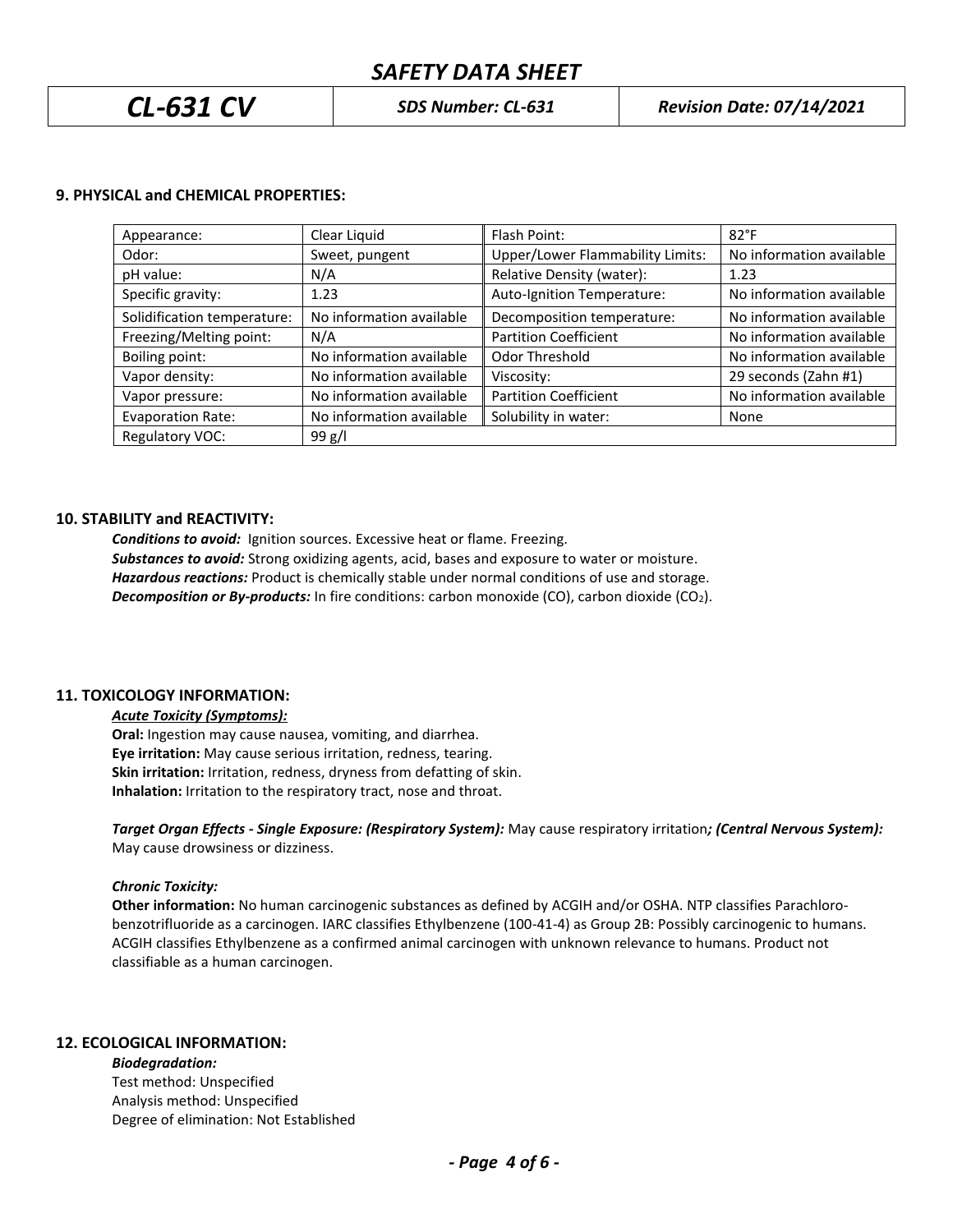## 9. PHYSICAL and CHEMICAL PROPERTIES:

| Appearance: | Clear Liquid | Flash Point: | 82°F |
|---|---|---|---|
| Odor: | Sweet, pungent | Upper/Lower Flammability Limits: | No information available |
| pH value: | N/A | Relative Density (water): | 1.23 |
| Specific gravity: | 1.23 | Auto-Ignition Temperature: | No information available |
| Solidification temperature: | No information available | Decomposition temperature: | No information available |
| Freezing/Melting point: | N/A | Partition Coefficient | No information available |
| Boiling point: | No information available | Odor Threshold | No information available |
| Vapor density: | No information available | Viscosity: | 29 seconds (Zahn #1) |
| Vapor pressure: | No information available | Partition Coefficient | No information available |
| Evaporation Rate: | No information available | Solubility in water: | None |
| Regulatory VOC: | 99 g/l | | |

## 10. STABILITY and REACTIVITY:

***Conditions to avoid:*** Ignition sources. Excessive heat or flame. Freezing.
***Substances to avoid:*** Strong oxidizing agents, acid, bases and exposure to water or moisture.
***Hazardous reactions:*** Product is chemically stable under normal conditions of use and storage.
***Decomposition or By-products:*** In fire conditions: carbon monoxide (CO), carbon dioxide ($CO_2$).

## 11. TOXICOLOGY INFORMATION:

***Acute Toxicity (Symptoms):***

**Oral:** Ingestion may cause nausea, vomiting, and diarrhea.
**Eye irritation:** May cause serious irritation, redness, tearing.
**Skin irritation:** Irritation, redness, dryness from defatting of skin.
**Inhalation:** Irritation to the respiratory tract, nose and throat.

***Target Organ Effects - Single Exposure: (Respiratory System):*** May cause respiratory irritation***; (Central Nervous System):*** May cause drowsiness or dizziness.

***Chronic Toxicity:***

**Other information:** No human carcinogenic substances as defined by ACGIH and/or OSHA. NTP classifies Parachloro-benzotrifluoride as a carcinogen. IARC classifies Ethylbenzene (100-41-4) as Group 2B: Possibly carcinogenic to humans. ACGIH classifies Ethylbenzene as a confirmed animal carcinogen with unknown relevance to humans. Product not classifiable as a human carcinogen.

## 12. ECOLOGICAL INFORMATION:

***Biodegradation:***

Test method: Unspecified
Analysis method: Unspecified
Degree of elimination: Not Established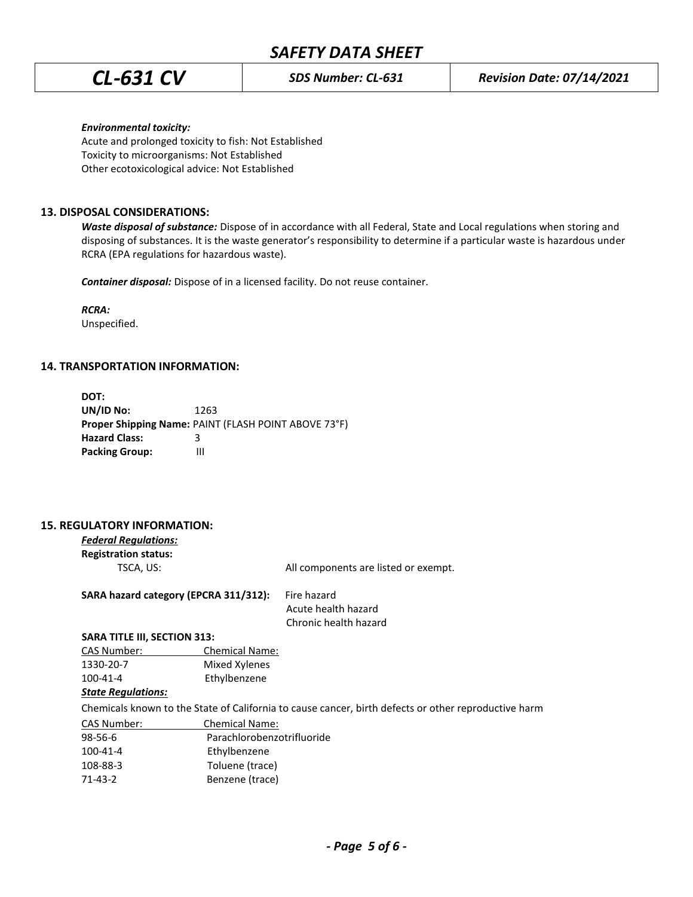*Environmental toxicity:*

Acute and prolonged toxicity to fish: Not Established
Toxicity to microorganisms: Not Established
Other ecotoxicological advice: Not Established

## 13. DISPOSAL CONSIDERATIONS:

***Waste disposal of substance:*** Dispose of in accordance with all Federal, State and Local regulations when storing and disposing of substances. It is the waste generator's responsibility to determine if a particular waste is hazardous under RCRA (EPA regulations for hazardous waste).

***Container disposal:*** Dispose of in a licensed facility. Do not reuse container.

***RCRA:***
Unspecified.

## 14. TRANSPORTATION INFORMATION:

**DOT:**
**UN/ID No:** 1263
**Proper Shipping Name:** PAINT (FLASH POINT ABOVE 73°F)
**Hazard Class:** 3
**Packing Group:** III

## 15. REGULATORY INFORMATION:

***Federal Regulations:***

**Registration status:**

TSCA, US: All components are listed or exempt.

**SARA hazard category (EPCRA 311/312):** Fire hazard
Acute health hazard
Chronic health hazard

**SARA TITLE III, SECTION 313:**

| CAS Number: | Chemical Name: |
| --- | --- |
| 1330-20-7 | Mixed Xylenes |
| 100-41-4 | Ethylbenzene |

***State Regulations:***

Chemicals known to the State of California to cause cancer, birth defects or other reproductive harm

| CAS Number: | Chemical Name: |
| --- | --- |
| 98-56-6 | Parachlorobenzotrifluoride |
| 100-41-4 | Ethylbenzene |
| 108-88-3 | Toluene (trace) |
| 71-43-2 | Benzene (trace) |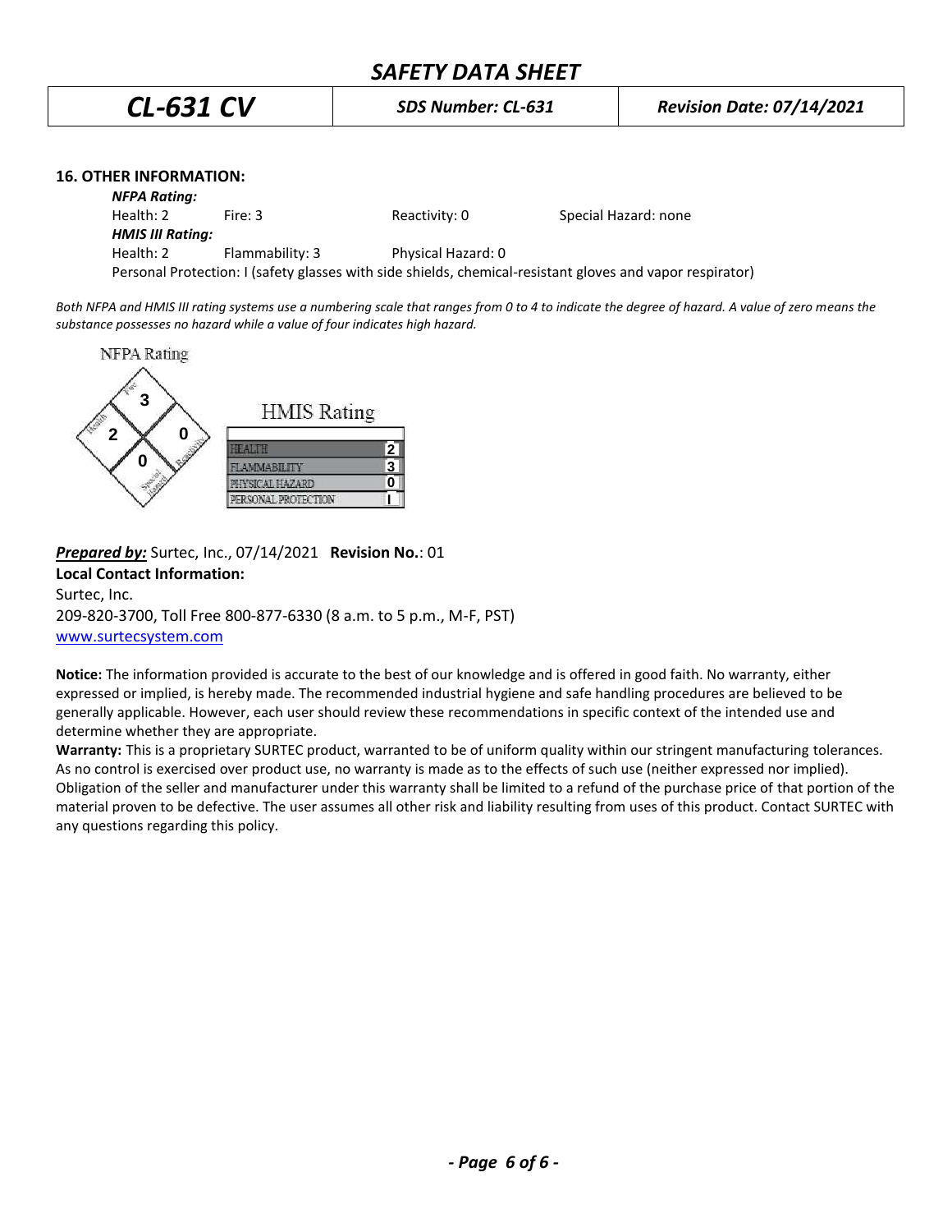## 16. OTHER INFORMATION:

***NFPA Rating:***

Health: 2 Fire: 3 Reactivity: 0 Special Hazard: none

***HMIS III Rating:***

Health: 2 Flammability: 3 Physical Hazard: 0

Personal Protection: I (safety glasses with side shields, chemical-resistant gloves and vapor respirator)

*Both NFPA and HMIS III rating systems use a numbering scale that ranges from 0 to 4 to indicate the degree of hazard. A value of zero means the substance possesses no hazard while a value of four indicates high hazard.*

NFPA Rating

Fire: 3
Health: 2
Reactivity: 0
Special Hazard: 0

HMIS Rating

| | |
|---|---|
| HEALTH | 2 |
| FLAMMABILITY | 3 |
| PHYSICAL HAZARD | 0 |
| PERSONAL PROTECTION | I |

***Prepared by:*** Surtec, Inc., 07/14/2021 **Revision No.**: 01

**Local Contact Information:**

Surtec, Inc.

209-820-3700, Toll Free 800-877-6330 (8 a.m. to 5 p.m., M-F, PST)

[www.surtecsystem.com](http://www.surtecsystem.com)

**Notice:** The information provided is accurate to the best of our knowledge and is offered in good faith. No warranty, either expressed or implied, is hereby made. The recommended industrial hygiene and safe handling procedures are believed to be generally applicable. However, each user should review these recommendations in specific context of the intended use and determine whether they are appropriate.

**Warranty:** This is a proprietary SURTEC product, warranted to be of uniform quality within our stringent manufacturing tolerances. As no control is exercised over product use, no warranty is made as to the effects of such use (neither expressed nor implied). Obligation of the seller and manufacturer under this warranty shall be limited to a refund of the purchase price of that portion of the material proven to be defective. The user assumes all other risk and liability resulting from uses of this product. Contact SURTEC with any questions regarding this policy.